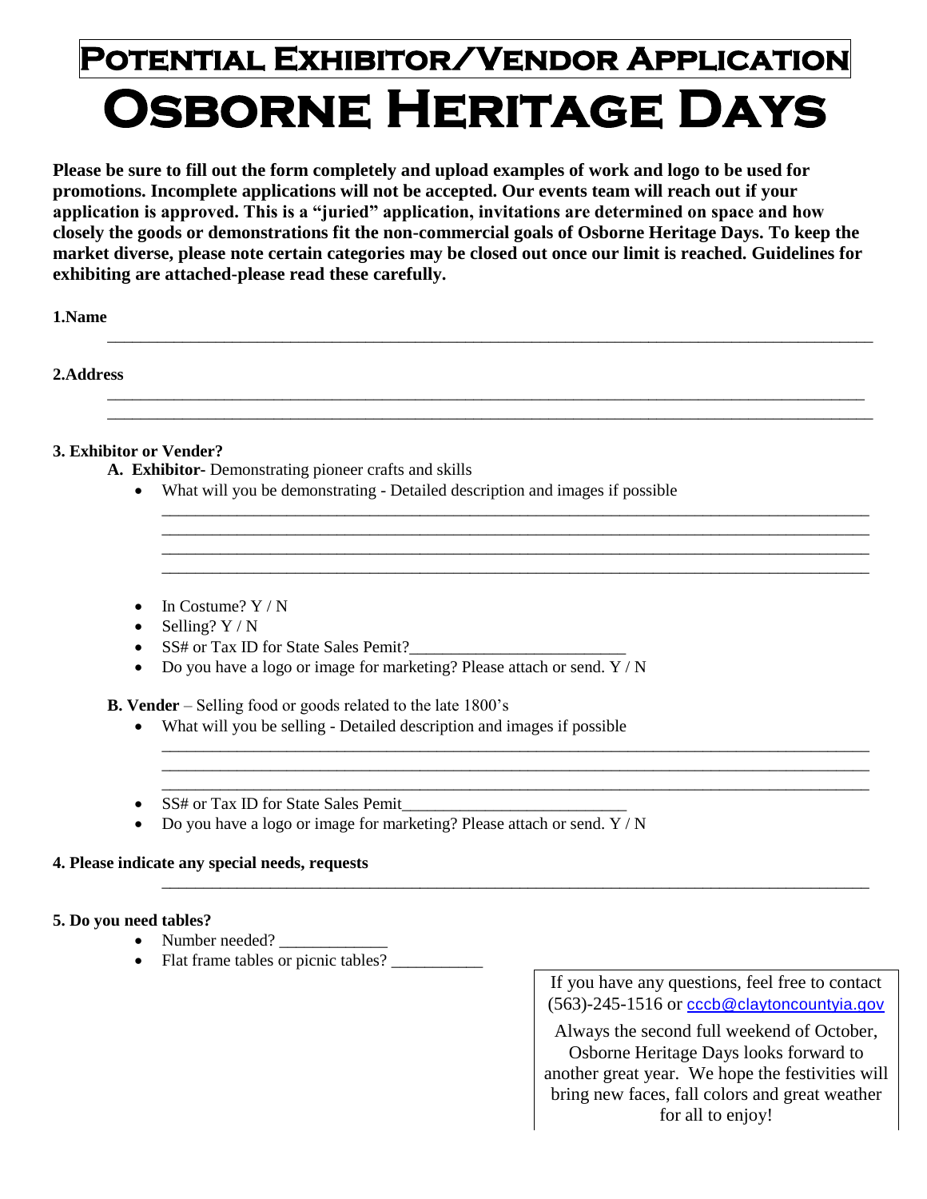# Potential Exhibitor/Vendor Application

# Osborne Heritage Days

**Please be sure to fill out the form completely and upload examples of work and logo to be used for promotions. Incomplete applications will not be accepted. Our events team will reach out if your application is approved. This is a "juried" application, invitations are determined on space and how closely the goods or demonstrations fit the non-commercial goals of Osborne Heritage Days. To keep the market diverse, please note certain categories may be closed out once our limit is reached. Guidelines for exhibiting are attached-please read these carefully.**

**1.Name**

___________________________________________________________________________________

**2.Address**

___________________________________________________________________________________

___________________________________________________________________________________

**3. Exhibitor or Vender?**

**A. Exhibitor-** Demonstrating pioneer crafts and skills

- What will you be demonstrating - Detailed description and images if possible

  ______________________________________________________________________________

  ______________________________________________________________________________

  ______________________________________________________________________________

  ______________________________________________________________________________

- In Costume? Y / N
- Selling? Y / N
- SS# or Tax ID for State Sales Pemit?__________________________
- Do you have a logo or image for marketing? Please attach or send. Y / N

**B. Vender** – Selling food or goods related to the late 1800's

- What will you be selling - Detailed description and images if possible

  ______________________________________________________________________________

  ______________________________________________________________________________

  ______________________________________________________________________________

- SS# or Tax ID for State Sales Pemit___________________________
- Do you have a logo or image for marketing? Please attach or send. Y / N

**4. Please indicate any special needs, requests**

______________________________________________________________________________

**5. Do you need tables?**

- Number needed? _____________
- Flat frame tables or picnic tables? ___________

If you have any questions, feel free to contact (563)-245-1516 or cccb@claytoncountyia.gov

Always the second full weekend of October, Osborne Heritage Days looks forward to another great year. We hope the festivities will bring new faces, fall colors and great weather for all to enjoy!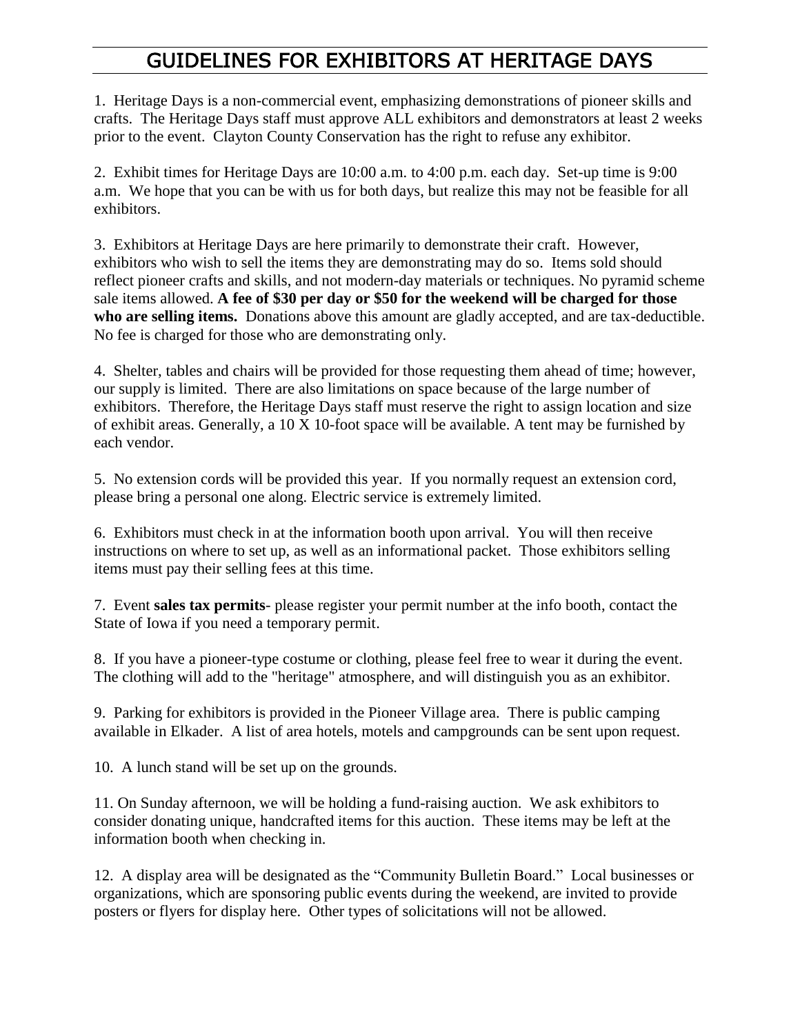# GUIDELINES FOR EXHIBITORS AT HERITAGE DAYS

1. Heritage Days is a non-commercial event, emphasizing demonstrations of pioneer skills and crafts. The Heritage Days staff must approve ALL exhibitors and demonstrators at least 2 weeks prior to the event. Clayton County Conservation has the right to refuse any exhibitor.

2. Exhibit times for Heritage Days are 10:00 a.m. to 4:00 p.m. each day. Set-up time is 9:00 a.m. We hope that you can be with us for both days, but realize this may not be feasible for all exhibitors.

3. Exhibitors at Heritage Days are here primarily to demonstrate their craft. However, exhibitors who wish to sell the items they are demonstrating may do so. Items sold should reflect pioneer crafts and skills, and not modern-day materials or techniques. No pyramid scheme sale items allowed. **A fee of $30 per day or $50 for the weekend will be charged for those who are selling items.** Donations above this amount are gladly accepted, and are tax-deductible. No fee is charged for those who are demonstrating only.

4. Shelter, tables and chairs will be provided for those requesting them ahead of time; however, our supply is limited. There are also limitations on space because of the large number of exhibitors. Therefore, the Heritage Days staff must reserve the right to assign location and size of exhibit areas. Generally, a 10 X 10-foot space will be available. A tent may be furnished by each vendor.

5. No extension cords will be provided this year. If you normally request an extension cord, please bring a personal one along. Electric service is extremely limited.

6. Exhibitors must check in at the information booth upon arrival. You will then receive instructions on where to set up, as well as an informational packet. Those exhibitors selling items must pay their selling fees at this time.

7. Event **sales tax permits**- please register your permit number at the info booth, contact the State of Iowa if you need a temporary permit.

8. If you have a pioneer-type costume or clothing, please feel free to wear it during the event. The clothing will add to the "heritage" atmosphere, and will distinguish you as an exhibitor.

9. Parking for exhibitors is provided in the Pioneer Village area. There is public camping available in Elkader. A list of area hotels, motels and campgrounds can be sent upon request.

10. A lunch stand will be set up on the grounds.

11. On Sunday afternoon, we will be holding a fund-raising auction. We ask exhibitors to consider donating unique, handcrafted items for this auction. These items may be left at the information booth when checking in.

12. A display area will be designated as the "Community Bulletin Board." Local businesses or organizations, which are sponsoring public events during the weekend, are invited to provide posters or flyers for display here. Other types of solicitations will not be allowed.